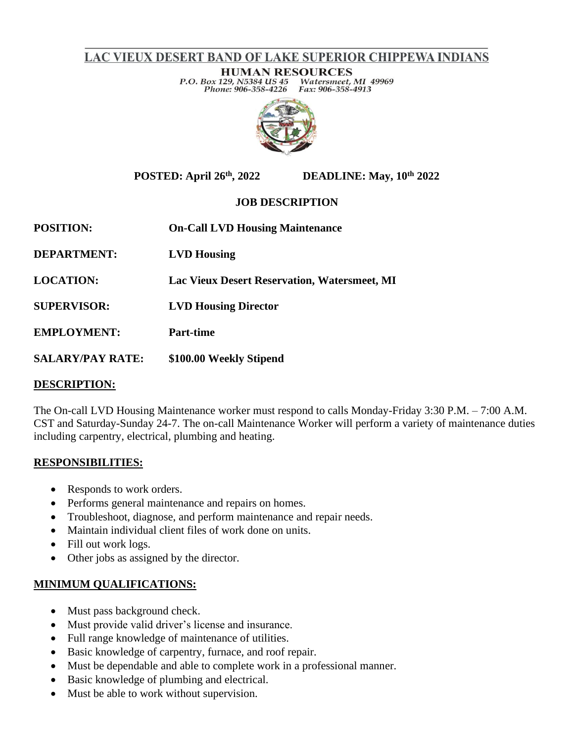# LAC VIEUX DESERT BAND OF LAKE SUPERIOR CHIPPEWA INDIANS

## HUMAN RESOURCES

*P.O. Box 129, N5384 US 45 Watersmeet, MI 49969*
*Phone: 906-358-4226 Fax: 906-358-4913*

**POSTED: April 26th, 2022** **DEADLINE: May, 10th 2022**

**JOB DESCRIPTION**

**POSITION:** **On-Call LVD Housing Maintenance**

**DEPARTMENT:** **LVD Housing**

**LOCATION:** **Lac Vieux Desert Reservation, Watersmeet, MI**

**SUPERVISOR:** **LVD Housing Director**

**EMPLOYMENT:** **Part-time**

**SALARY/PAY RATE:** **$100.00 Weekly Stipend**

**DESCRIPTION:**

The On-call LVD Housing Maintenance worker must respond to calls Monday-Friday 3:30 P.M. – 7:00 A.M. CST and Saturday-Sunday 24-7. The on-call Maintenance Worker will perform a variety of maintenance duties including carpentry, electrical, plumbing and heating.

**RESPONSIBILITIES:**

- Responds to work orders.
- Performs general maintenance and repairs on homes.
- Troubleshoot, diagnose, and perform maintenance and repair needs.
- Maintain individual client files of work done on units.
- Fill out work logs.
- Other jobs as assigned by the director.

**MINIMUM QUALIFICATIONS:**

- Must pass background check.
- Must provide valid driver's license and insurance.
- Full range knowledge of maintenance of utilities.
- Basic knowledge of carpentry, furnace, and roof repair.
- Must be dependable and able to complete work in a professional manner.
- Basic knowledge of plumbing and electrical.
- Must be able to work without supervision.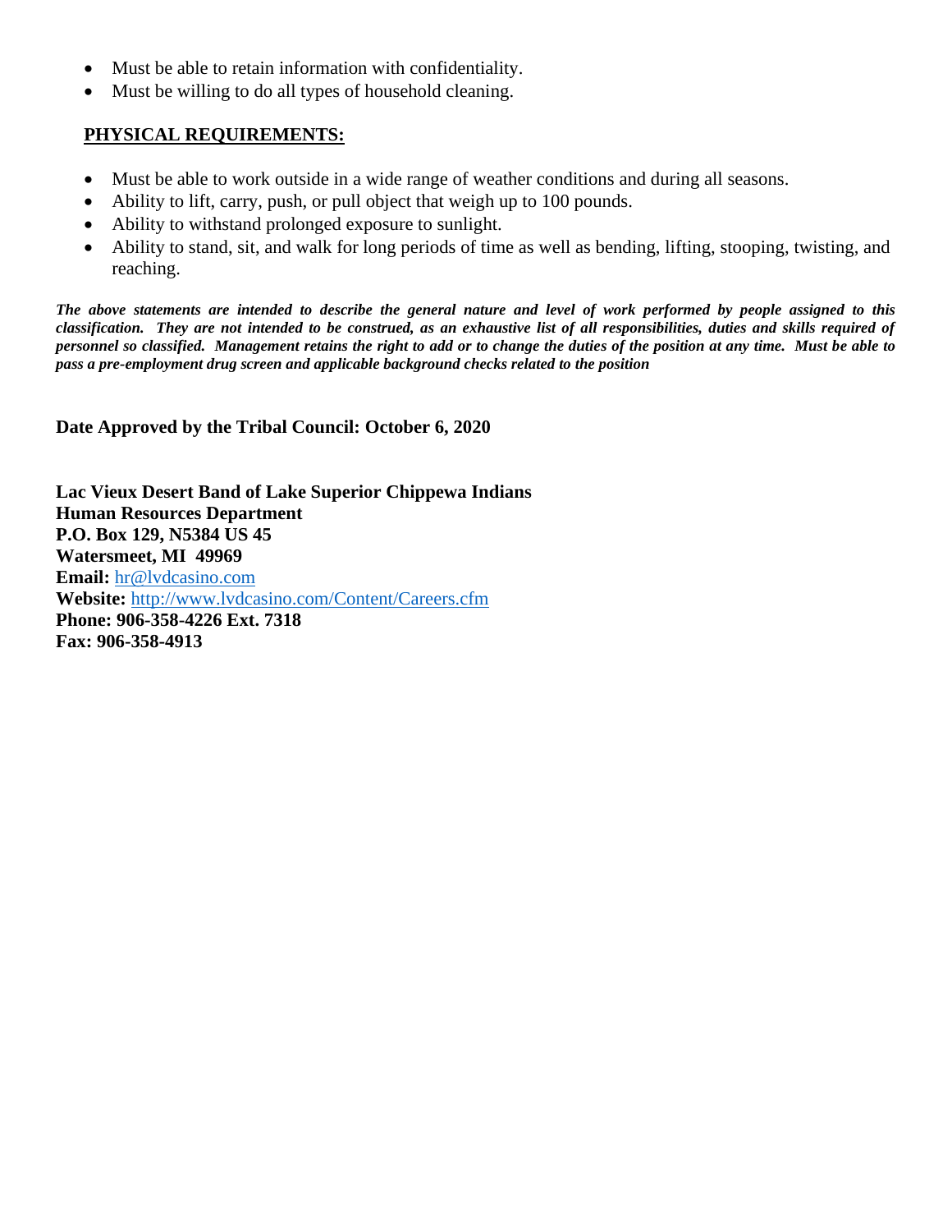- Must be able to retain information with confidentiality.
- Must be willing to do all types of household cleaning.

## PHYSICAL REQUIREMENTS:

- Must be able to work outside in a wide range of weather conditions and during all seasons.
- Ability to lift, carry, push, or pull object that weigh up to 100 pounds.
- Ability to withstand prolonged exposure to sunlight.
- Ability to stand, sit, and walk for long periods of time as well as bending, lifting, stooping, twisting, and reaching.

***The above statements are intended to describe the general nature and level of work performed by people assigned to this classification. They are not intended to be construed, as an exhaustive list of all responsibilities, duties and skills required of personnel so classified. Management retains the right to add or to change the duties of the position at any time. Must be able to pass a pre-employment drug screen and applicable background checks related to the position***

**Date Approved by the Tribal Council: October 6, 2020**

**Lac Vieux Desert Band of Lake Superior Chippewa Indians**
**Human Resources Department**
**P.O. Box 129, N5384 US 45**
**Watersmeet, MI 49969**
**Email:** hr@lvdcasino.com
**Website:** http://www.lvdcasino.com/Content/Careers.cfm
**Phone: 906-358-4226 Ext. 7318**
**Fax: 906-358-4913**